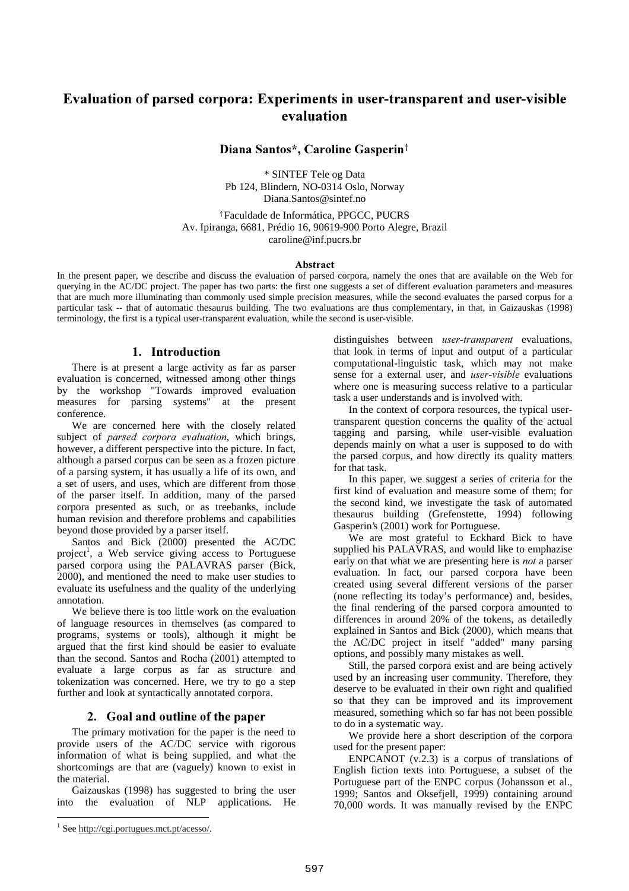# Evaluation of parsed corpora: Experiments in user-transparent and user-visible evaluation

**Diana Santos\*, Caroline Gasperin†**

\* SINTEF Tele og Data
Pb 124, Blindern, NO-0314 Oslo, Norway
Diana.Santos@sintef.no

† Faculdade de Informática, PPGCC, PUCRS
Av. Ipiranga, 6681, Prédio 16, 90619-900 Porto Alegre, Brazil
caroline@inf.pucrs.br

**Abstract**

In the present paper, we describe and discuss the evaluation of parsed corpora, namely the ones that are available on the Web for querying in the AC/DC project. The paper has two parts: the first one suggests a set of different evaluation parameters and measures that are much more illuminating than commonly used simple precision measures, while the second evaluates the parsed corpus for a particular task -- that of automatic thesaurus building. The two evaluations are thus complementary, in that, in Gaizauskas (1998) terminology, the first is a typical user-transparent evaluation, while the second is user-visible.

## 1. Introduction

There is at present a large activity as far as parser evaluation is concerned, witnessed among other things by the workshop "Towards improved evaluation measures for parsing systems" at the present conference.

We are concerned here with the closely related subject of *parsed corpora evaluation*, which brings, however, a different perspective into the picture. In fact, although a parsed corpus can be seen as a frozen picture of a parsing system, it has usually a life of its own, and a set of users, and uses, which are different from those of the parser itself. In addition, many of the parsed corpora presented as such, or as treebanks, include human revision and therefore problems and capabilities beyond those provided by a parser itself.

Santos and Bick (2000) presented the AC/DC project[1], a Web service giving access to Portuguese parsed corpora using the PALAVRAS parser (Bick, 2000), and mentioned the need to make user studies to evaluate its usefulness and the quality of the underlying annotation.

We believe there is too little work on the evaluation of language resources in themselves (as compared to programs, systems or tools), although it might be argued that the first kind should be easier to evaluate than the second. Santos and Rocha (2001) attempted to evaluate a large corpus as far as structure and tokenization was concerned. Here, we try to go a step further and look at syntactically annotated corpora.

## 2. Goal and outline of the paper

The primary motivation for the paper is the need to provide users of the AC/DC service with rigorous information of what is being supplied, and what the shortcomings are that are (vaguely) known to exist in the material.

Gaizauskas (1998) has suggested to bring the user into the evaluation of NLP applications. He distinguishes between *user-transparent* evaluations, that look in terms of input and output of a particular computational-linguistic task, which may not make sense for a external user, and *user-visible* evaluations where one is measuring success relative to a particular task a user understands and is involved with.

In the context of corpora resources, the typical user-transparent question concerns the quality of the actual tagging and parsing, while user-visible evaluation depends mainly on what a user is supposed to do with the parsed corpus, and how directly its quality matters for that task.

In this paper, we suggest a series of criteria for the first kind of evaluation and measure some of them; for the second kind, we investigate the task of automated thesaurus building (Grefenstette, 1994) following Gasperin's (2001) work for Portuguese.

We are most grateful to Eckhard Bick to have supplied his PALAVRAS, and would like to emphazise early on that what we are presenting here is *not* a parser evaluation. In fact, our parsed corpora have been created using several different versions of the parser (none reflecting its today's performance) and, besides, the final rendering of the parsed corpora amounted to differences in around 20% of the tokens, as detailedly explained in Santos and Bick (2000), which means that the AC/DC project in itself "added" many parsing options, and possibly many mistakes as well.

Still, the parsed corpora exist and are being actively used by an increasing user community. Therefore, they deserve to be evaluated in their own right and qualified so that they can be improved and its improvement measured, something which so far has not been possible to do in a systematic way.

We provide here a short description of the corpora used for the present paper:

ENPCANOT (v.2.3) is a corpus of translations of English fiction texts into Portuguese, a subset of the Portuguese part of the ENPC corpus (Johansson et al., 1999; Santos and Oksefjell, 1999) containing around 70,000 words. It was manually revised by the ENPC

[1] See http://cgi.portugues.mct.pt/acesso/.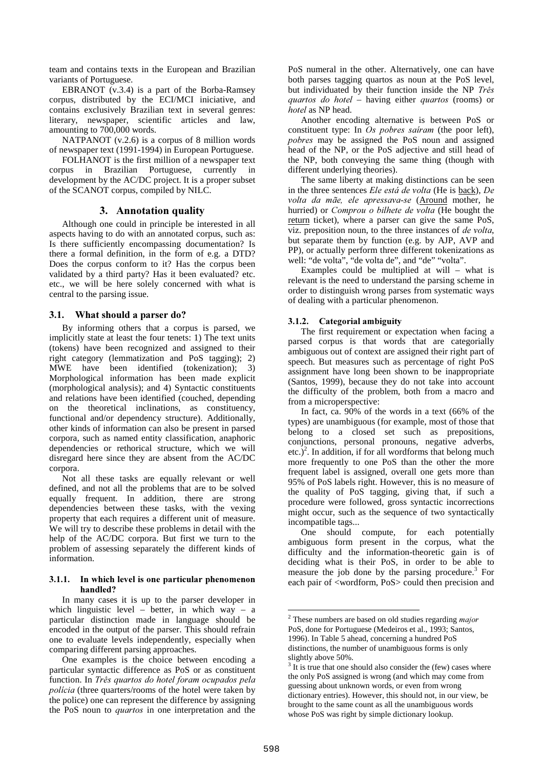team and contains texts in the European and Brazilian variants of Portuguese.

EBRANOT (v.3.4) is a part of the Borba-Ramsey corpus, distributed by the ECI/MCI iniciative, and contains exclusively Brazilian text in several genres: literary, newspaper, scientific articles and law, amounting to 700,000 words.

NATPANOT (v.2.6) is a corpus of 8 million words of newspaper text (1991-1994) in European Portuguese.

FOLHANOT is the first million of a newspaper text corpus in Brazilian Portuguese, currently in development by the AC/DC project. It is a proper subset of the SCANOT corpus, compiled by NILC.

## 3. Annotation quality

Although one could in principle be interested in all aspects having to do with an annotated corpus, such as: Is there sufficiently encompassing documentation? Is there a formal definition, in the form of e.g. a DTD? Does the corpus conform to it? Has the corpus been validated by a third party? Has it been evaluated? etc. etc., we will be here solely concerned with what is central to the parsing issue.

### 3.1. What should a parser do?

By informing others that a corpus is parsed, we implicitly state at least the four tenets: 1) The text units (tokens) have been recognized and assigned to their right category (lemmatization and PoS tagging); 2) MWE have been identified (tokenization); 3) Morphological information has been made explicit (morphological analysis); and 4) Syntactic constituents and relations have been identified (couched, depending on the theoretical inclinations, as constituency, functional and/or dependency structure). Additionally, other kinds of information can also be present in parsed corpora, such as named entity classification, anaphoric dependencies or rethorical structure, which we will disregard here since they are absent from the AC/DC corpora.

Not all these tasks are equally relevant or well defined, and not all the problems that are to be solved equally frequent. In addition, there are strong dependencies between these tasks, with the vexing property that each requires a different unit of measure. We will try to describe these problems in detail with the help of the AC/DC corpora. But first we turn to the problem of assessing separately the different kinds of information.

#### 3.1.1. In which level is one particular phenomenon handled?

In many cases it is up to the parser developer in which linguistic level – better, in which way – a particular distinction made in language should be encoded in the output of the parser. This should refrain one to evaluate levels independently, especially when comparing different parsing approaches.

One examples is the choice between encoding a particular syntactic difference as PoS or as constituent function. In *Três quartos do hotel foram ocupados pela polícia* (three quarters/rooms of the hotel were taken by the police) one can represent the difference by assigning the PoS noun to *quartos* in one interpretation and the PoS numeral in the other. Alternatively, one can have both parses tagging quartos as noun at the PoS level, but individuated by their function inside the NP *Três quartos do hotel* – having either *quartos* (rooms) or *hotel* as NP head.

Another encoding alternative is between PoS or constituent type: In *Os pobres saíram* (the poor left), *pobres* may be assigned the PoS noun and assigned head of the NP, or the PoS adjective and still head of the NP, both conveying the same thing (though with different underlying theories).

The same liberty at making distinctions can be seen in the three sentences *Ele está de volta* (He is back), *De volta da mãe, ele apressava-se* (Around mother, he hurried) or *Comprou o bilhete de volta* (He bought the return ticket), where a parser can give the same PoS, viz. preposition noun, to the three instances of *de volta*, but separate them by function (e.g. by AJP, AVP and PP), or actually perform three different tokenizations as well: "de volta", "de volta de", and "de" "volta".

Examples could be multiplied at will – what is relevant is the need to understand the parsing scheme in order to distinguish wrong parses from systematic ways of dealing with a particular phenomenon.

#### 3.1.2. Categorial ambiguity

The first requirement or expectation when facing a parsed corpus is that words that are categorially ambiguous out of context are assigned their right part of speech. But measures such as percentage of right PoS assignment have long been shown to be inappropriate (Santos, 1999), because they do not take into account the difficulty of the problem, both from a macro and from a microperspective:

In fact, ca. 90% of the words in a text (66% of the types) are unambiguous (for example, most of those that belong to a closed set such as prepositions, conjunctions, personal pronouns, negative adverbs, etc.)[2]. In addition, if for all wordforms that belong much more frequently to one PoS than the other the more frequent label is assigned, overall one gets more than 95% of PoS labels right. However, this is no measure of the quality of PoS tagging, giving that, if such a procedure were followed, gross syntactic incorrections might occur, such as the sequence of two syntactically incompatible tags...

One should compute, for each potentially ambiguous form present in the corpus, what the difficulty and the information-theoretic gain is of deciding what is their PoS, in order to be able to measure the job done by the parsing procedure.[3] For each pair of <wordform, PoS> could then precision and

---

[2] These numbers are based on old studies regarding *major* PoS, done for Portuguese (Medeiros et al., 1993; Santos, 1996). In Table 5 ahead, concerning a hundred PoS distinctions, the number of unambiguous forms is only slightly above 50%.

[3] It is true that one should also consider the (few) cases where the only PoS assigned is wrong (and which may come from guessing about unknown words, or even from wrong dictionary entries). However, this should not, in our view, be brought to the same count as all the unambiguous words whose PoS was right by simple dictionary lookup.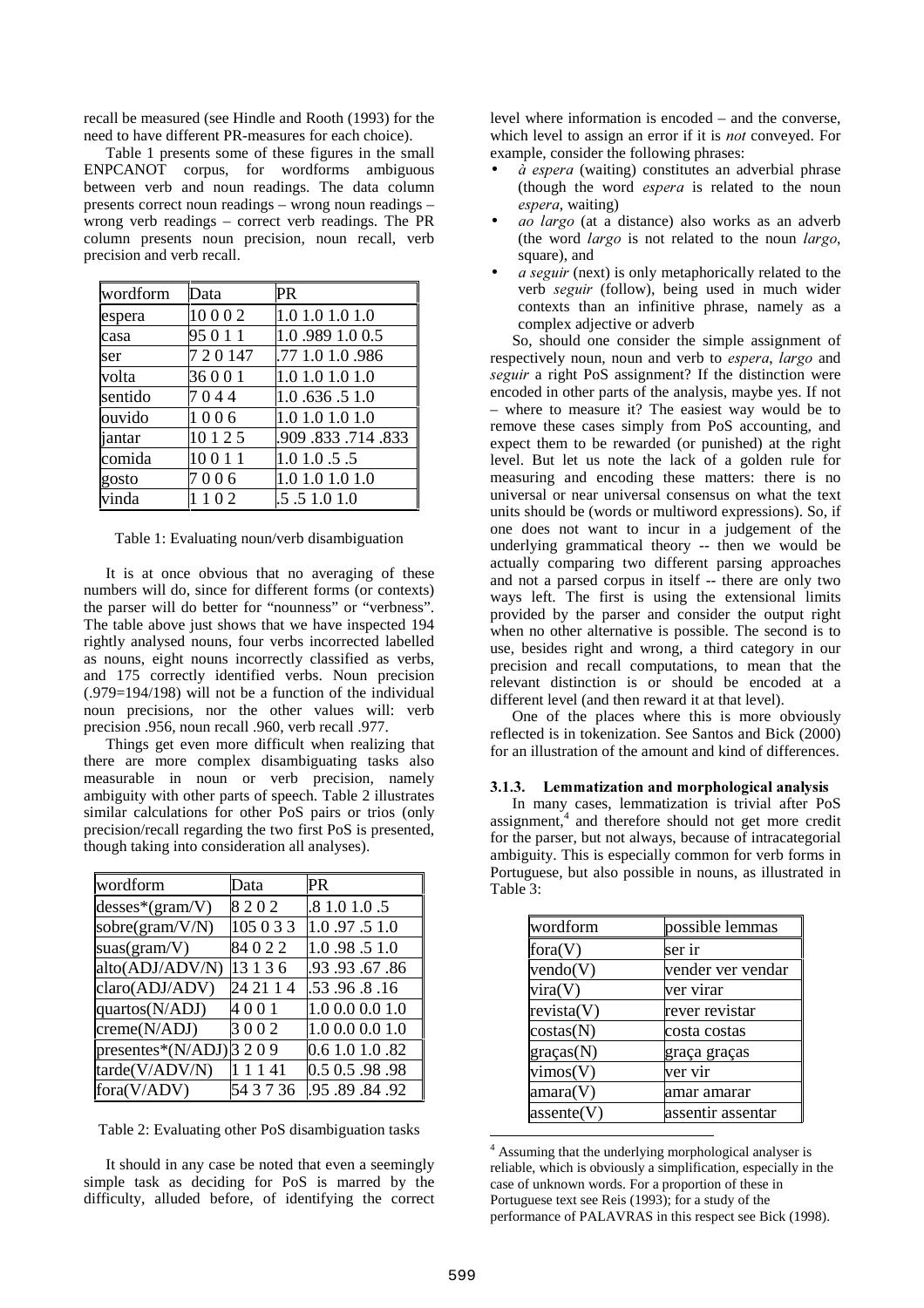recall be measured (see Hindle and Rooth (1993) for the need to have different PR-measures for each choice).

Table 1 presents some of these figures in the small ENPCANOT corpus, for wordforms ambiguous between verb and noun readings. The data column presents correct noun readings – wrong noun readings – wrong verb readings – correct verb readings. The PR column presents noun precision, noun recall, verb precision and verb recall.

| wordform | Data | PR |
|---|---|---|
| espera | 10 0 0 2 | 1.0 1.0 1.0 1.0 |
| casa | 95 0 1 1 | 1.0 .989 1.0 0.5 |
| ser | 7 2 0 147 | .77 1.0 1.0 .986 |
| volta | 36 0 0 1 | 1.0 1.0 1.0 1.0 |
| sentido | 7 0 4 4 | 1.0 .636 .5 1.0 |
| ouvido | 1 0 0 6 | 1.0 1.0 1.0 1.0 |
| jantar | 10 1 2 5 | .909 .833 .714 .833 |
| comida | 10 0 1 1 | 1.0 1.0 .5 .5 |
| gosto | 7 0 0 6 | 1.0 1.0 1.0 1.0 |
| vinda | 1 1 0 2 | .5 .5 1.0 1.0 |

Table 1: Evaluating noun/verb disambiguation

It is at once obvious that no averaging of these numbers will do, since for different forms (or contexts) the parser will do better for "nounness" or "verbness". The table above just shows that we have inspected 194 rightly analysed nouns, four verbs incorrected labelled as nouns, eight nouns incorrectly classified as verbs, and 175 correctly identified verbs. Noun precision (.979=194/198) will not be a function of the individual noun precisions, nor the other values will: verb precision .956, noun recall .960, verb recall .977.

Things get even more difficult when realizing that there are more complex disambiguating tasks also measurable in noun or verb precision, namely ambiguity with other parts of speech. Table 2 illustrates similar calculations for other PoS pairs or trios (only precision/recall regarding the two first PoS is presented, though taking into consideration all analyses).

| wordform | Data | PR |
|---|---|---|
| desses*(gram/V) | 8 2 0 2 | .8 1.0 1.0 .5 |
| sobre(gram/V/N) | 105 0 3 3 | 1.0 .97 .5 1.0 |
| suas(gram/V) | 84 0 2 2 | 1.0 .98 .5 1.0 |
| alto(ADJ/ADV/N) | 13 1 3 6 | .93 .93 .67 .86 |
| claro(ADJ/ADV) | 24 21 1 4 | .53 .96 .8 .16 |
| quartos(N/ADJ) | 4 0 0 1 | 1.0 0.0 0.0 1.0 |
| creme(N/ADJ) | 3 0 0 2 | 1.0 0.0 0.0 1.0 |
| presentes*(N/ADJ) | 3 2 0 9 | 0.6 1.0 1.0 .82 |
| tarde(V/ADV/N) | 1 1 1 41 | 0.5 0.5 .98 .98 |
| fora(V/ADV) | 54 3 7 36 | .95 .89 .84 .92 |

Table 2: Evaluating other PoS disambiguation tasks

It should in any case be noted that even a seemingly simple task as deciding for PoS is marred by the difficulty, alluded before, of identifying the correct level where information is encoded – and the converse, which level to assign an error if it is *not* conveyed. For example, consider the following phrases:

- *à espera* (waiting) constitutes an adverbial phrase (though the word *espera* is related to the noun *espera*, waiting)
- *ao largo* (at a distance) also works as an adverb (the word *largo* is not related to the noun *largo*, square), and
- *a seguir* (next) is only metaphorically related to the verb *seguir* (follow), being used in much wider contexts than an infinitive phrase, namely as a complex adjective or adverb

So, should one consider the simple assignment of respectively noun, noun and verb to *espera*, *largo* and *seguir* a right PoS assignment? If the distinction were encoded in other parts of the analysis, maybe yes. If not – where to measure it? The easiest way would be to remove these cases simply from PoS accounting, and expect them to be rewarded (or punished) at the right level. But let us note the lack of a golden rule for measuring and encoding these matters: there is no universal or near universal consensus on what the text units should be (words or multiword expressions). So, if one does not want to incur in a judgement of the underlying grammatical theory -- then we would be actually comparing two different parsing approaches and not a parsed corpus in itself -- there are only two ways left. The first is using the extensional limits provided by the parser and consider the output right when no other alternative is possible. The second is to use, besides right and wrong, a third category in our precision and recall computations, to mean that the relevant distinction is or should be encoded at a different level (and then reward it at that level).

One of the places where this is more obviously reflected is in tokenization. See Santos and Bick (2000) for an illustration of the amount and kind of differences.

### 3.1.3. Lemmatization and morphological analysis

In many cases, lemmatization is trivial after PoS assignment,[4] and therefore should not get more credit for the parser, but not always, because of intracategorial ambiguity. This is especially common for verb forms in Portuguese, but also possible in nouns, as illustrated in Table 3:

| wordform | possible lemmas |
|---|---|
| fora(V) | ser ir |
| vendo(V) | vender ver vendar |
| vira(V) | ver virar |
| revista(V) | rever revistar |
| costas(N) | costa costas |
| graças(N) | graça graças |
| vimos(V) | ver vir |
| amara(V) | amar amarar |
| assente(V) | assentir assentar |

[4] Assuming that the underlying morphological analyser is reliable, which is obviously a simplification, especially in the case of unknown words. For a proportion of these in Portuguese text see Reis (1993); for a study of the performance of PALAVRAS in this respect see Bick (1998).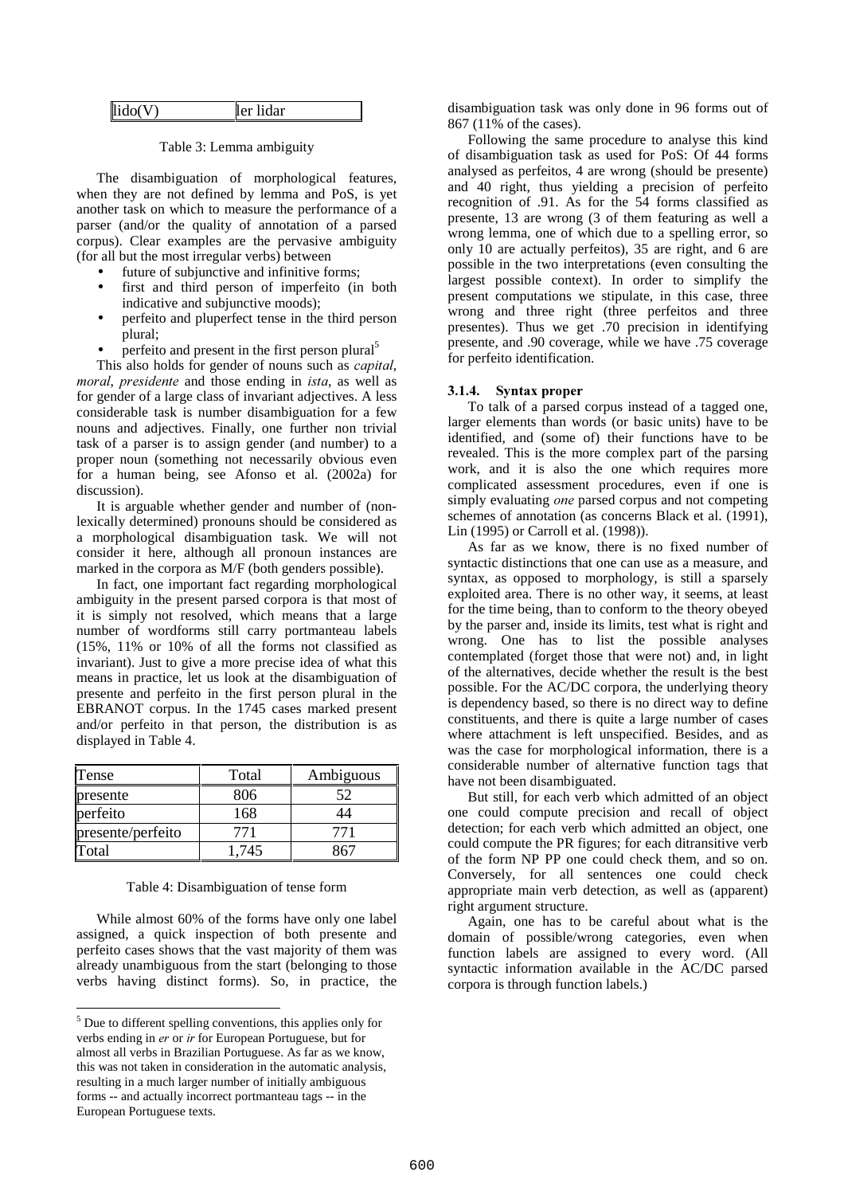| lido(V) | ler lidar |
|---|---|

Table 3: Lemma ambiguity

The disambiguation of morphological features, when they are not defined by lemma and PoS, is yet another task on which to measure the performance of a parser (and/or the quality of annotation of a parsed corpus). Clear examples are the pervasive ambiguity (for all but the most irregular verbs) between

- future of subjunctive and infinitive forms;
- first and third person of imperfeito (in both indicative and subjunctive moods);
- perfeito and pluperfect tense in the third person plural;
- perfeito and present in the first person plural[5]

This also holds for gender of nouns such as *capital*, *moral*, *presidente* and those ending in *ista*, as well as for gender of a large class of invariant adjectives. A less considerable task is number disambiguation for a few nouns and adjectives. Finally, one further non trivial task of a parser is to assign gender (and number) to a proper noun (something not necessarily obvious even for a human being, see Afonso et al. (2002a) for discussion).

It is arguable whether gender and number of (non-lexically determined) pronouns should be considered as a morphological disambiguation task. We will not consider it here, although all pronoun instances are marked in the corpora as M/F (both genders possible).

In fact, one important fact regarding morphological ambiguity in the present parsed corpora is that most of it is simply not resolved, which means that a large number of wordforms still carry portmanteau labels (15%, 11% or 10% of all the forms not classified as invariant). Just to give a more precise idea of what this means in practice, let us look at the disambiguation of presente and perfeito in the first person plural in the EBRANOT corpus. In the 1745 cases marked present and/or perfeito in that person, the distribution is as displayed in Table 4.

| Tense | Total | Ambiguous |
|---|---|---|
| presente | 806 | 52 |
| perfeito | 168 | 44 |
| presente/perfeito | 771 | 771 |
| Total | 1,745 | 867 |

Table 4: Disambiguation of tense form

While almost 60% of the forms have only one label assigned, a quick inspection of both presente and perfeito cases shows that the vast majority of them was already unambiguous from the start (belonging to those verbs having distinct forms). So, in practice, the disambiguation task was only done in 96 forms out of 867 (11% of the cases).

Following the same procedure to analyse this kind of disambiguation task as used for PoS: Of 44 forms analysed as perfeitos, 4 are wrong (should be presente) and 40 right, thus yielding a precision of perfeito recognition of .91. As for the 54 forms classified as presente, 13 are wrong (3 of them featuring as well a wrong lemma, one of which due to a spelling error, so only 10 are actually perfeitos), 35 are right, and 6 are possible in the two interpretations (even consulting the largest possible context). In order to simplify the present computations we stipulate, in this case, three wrong and three right (three perfeitos and three presentes). Thus we get .70 precision in identifying presente, and .90 coverage, while we have .75 coverage for perfeito identification.

#### 3.1.4. Syntax proper

To talk of a parsed corpus instead of a tagged one, larger elements than words (or basic units) have to be identified, and (some of) their functions have to be revealed. This is the more complex part of the parsing work, and it is also the one which requires more complicated assessment procedures, even if one is simply evaluating *one* parsed corpus and not competing schemes of annotation (as concerns Black et al. (1991), Lin (1995) or Carroll et al. (1998)).

As far as we know, there is no fixed number of syntactic distinctions that one can use as a measure, and syntax, as opposed to morphology, is still a sparsely exploited area. There is no other way, it seems, at least for the time being, than to conform to the theory obeyed by the parser and, inside its limits, test what is right and wrong. One has to list the possible analyses contemplated (forget those that were not) and, in light of the alternatives, decide whether the result is the best possible. For the AC/DC corpora, the underlying theory is dependency based, so there is no direct way to define constituents, and there is quite a large number of cases where attachment is left unspecified. Besides, and as was the case for morphological information, there is a considerable number of alternative function tags that have not been disambiguated.

But still, for each verb which admitted of an object one could compute precision and recall of object detection; for each verb which admitted an object, one could compute the PR figures; for each ditransitive verb of the form NP PP one could check them, and so on. Conversely, for all sentences one could check appropriate main verb detection, as well as (apparent) right argument structure.

Again, one has to be careful about what is the domain of possible/wrong categories, even when function labels are assigned to every word. (All syntactic information available in the AC/DC parsed corpora is through function labels.)

[5] Due to different spelling conventions, this applies only for verbs ending in *er* or *ir* for European Portuguese, but for almost all verbs in Brazilian Portuguese. As far as we know, this was not taken in consideration in the automatic analysis, resulting in a much larger number of initially ambiguous forms -- and actually incorrect portmanteau tags -- in the European Portuguese texts.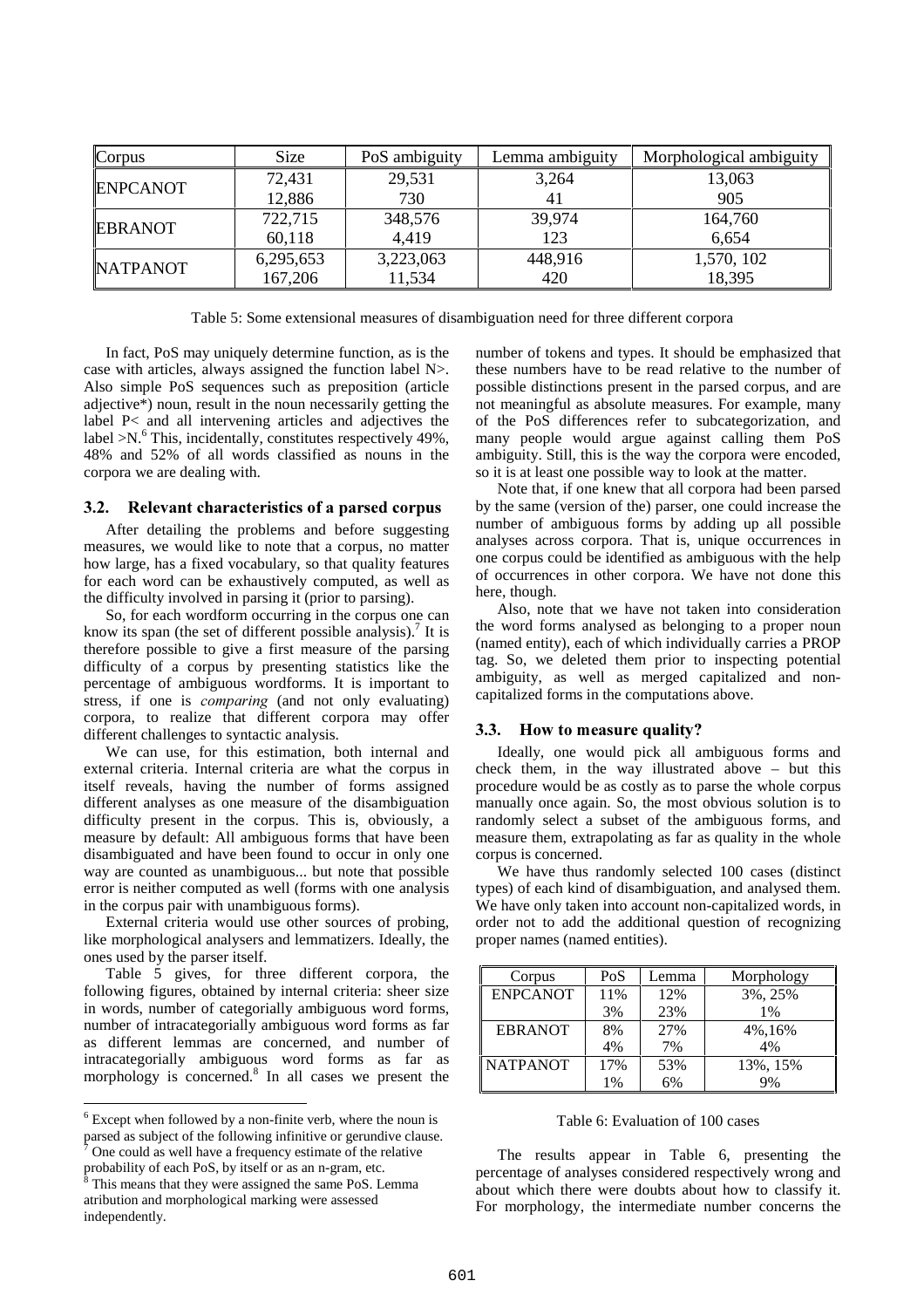| Corpus | Size | PoS ambiguity | Lemma ambiguity | Morphological ambiguity |
|---|---|---|---|---|
| ENPCANOT | 72,431 | 29,531 | 3,264 | 13,063 |
| | 12,886 | 730 | 41 | 905 |
| EBRANOT | 722,715 | 348,576 | 39,974 | 164,760 |
| | 60,118 | 4,419 | 123 | 6,654 |
| NATPANOT | 6,295,653 | 3,223,063 | 448,916 | 1,570, 102 |
| | 167,206 | 11,534 | 420 | 18,395 |

Table 5: Some extensional measures of disambiguation need for three different corpora

In fact, PoS may uniquely determine function, as is the case with articles, always assigned the function label N>. Also simple PoS sequences such as preposition (article adjective*) noun, result in the noun necessarily getting the label P< and all intervening articles and adjectives the label >N.[6] This, incidentally, constitutes respectively 49%, 48% and 52% of all words classified as nouns in the corpora we are dealing with.

### 3.2. Relevant characteristics of a parsed corpus

After detailing the problems and before suggesting measures, we would like to note that a corpus, no matter how large, has a fixed vocabulary, so that quality features for each word can be exhaustively computed, as well as the difficulty involved in parsing it (prior to parsing).

So, for each wordform occurring in the corpus one can know its span (the set of different possible analysis).[7] It is therefore possible to give a first measure of the parsing difficulty of a corpus by presenting statistics like the percentage of ambiguous wordforms. It is important to stress, if one is *comparing* (and not only evaluating) corpora, to realize that different corpora may offer different challenges to syntactic analysis.

We can use, for this estimation, both internal and external criteria. Internal criteria are what the corpus in itself reveals, having the number of forms assigned different analyses as one measure of the disambiguation difficulty present in the corpus. This is, obviously, a measure by default: All ambiguous forms that have been disambiguated and have been found to occur in only one way are counted as unambiguous... but note that possible error is neither computed as well (forms with one analysis in the corpus pair with unambiguous forms).

External criteria would use other sources of probing, like morphological analysers and lemmatizers. Ideally, the ones used by the parser itself.

Table 5 gives, for three different corpora, the following figures, obtained by internal criteria: sheer size in words, number of categorially ambiguous word forms, number of intracategorially ambiguous word forms as far as different lemmas are concerned, and number of intracategorially ambiguous word forms as far as morphology is concerned.[8] In all cases we present the number of tokens and types. It should be emphasized that these numbers have to be read relative to the number of possible distinctions present in the parsed corpus, and are not meaningful as absolute measures. For example, many of the PoS differences refer to subcategorization, and many people would argue against calling them PoS ambiguity. Still, this is the way the corpora were encoded, so it is at least one possible way to look at the matter.

Note that, if one knew that all corpora had been parsed by the same (version of the) parser, one could increase the number of ambiguous forms by adding up all possible analyses across corpora. That is, unique occurrences in one corpus could be identified as ambiguous with the help of occurrences in other corpora. We have not done this here, though.

Also, note that we have not taken into consideration the word forms analysed as belonging to a proper noun (named entity), each of which individually carries a PROP tag. So, we deleted them prior to inspecting potential ambiguity, as well as merged capitalized and non-capitalized forms in the computations above.

### 3.3. How to measure quality?

Ideally, one would pick all ambiguous forms and check them, in the way illustrated above – but this procedure would be as costly as to parse the whole corpus manually once again. So, the most obvious solution is to randomly select a subset of the ambiguous forms, and measure them, extrapolating as far as quality in the whole corpus is concerned.

We have thus randomly selected 100 cases (distinct types) of each kind of disambiguation, and analysed them. We have only taken into account non-capitalized words, in order not to add the additional question of recognizing proper names (named entities).

| Corpus | PoS | Lemma | Morphology |
|---|---|---|---|
| ENPCANOT | 11% | 12% | 3%, 25% |
| | 3% | 23% | 1% |
| EBRANOT | 8% | 27% | 4%,16% |
| | 4% | 7% | 4% |
| NATPANOT | 17% | 53% | 13%, 15% |
| | 1% | 6% | 9% |

Table 6: Evaluation of 100 cases

The results appear in Table 6, presenting the percentage of analyses considered respectively wrong and about which there were doubts about how to classify it. For morphology, the intermediate number concerns the

[6] Except when followed by a non-finite verb, where the noun is parsed as subject of the following infinitive or gerundive clause.
[7] One could as well have a frequency estimate of the relative probability of each PoS, by itself or as an n-gram, etc.
[8] This means that they were assigned the same PoS. Lemma atribution and morphological marking were assessed independently.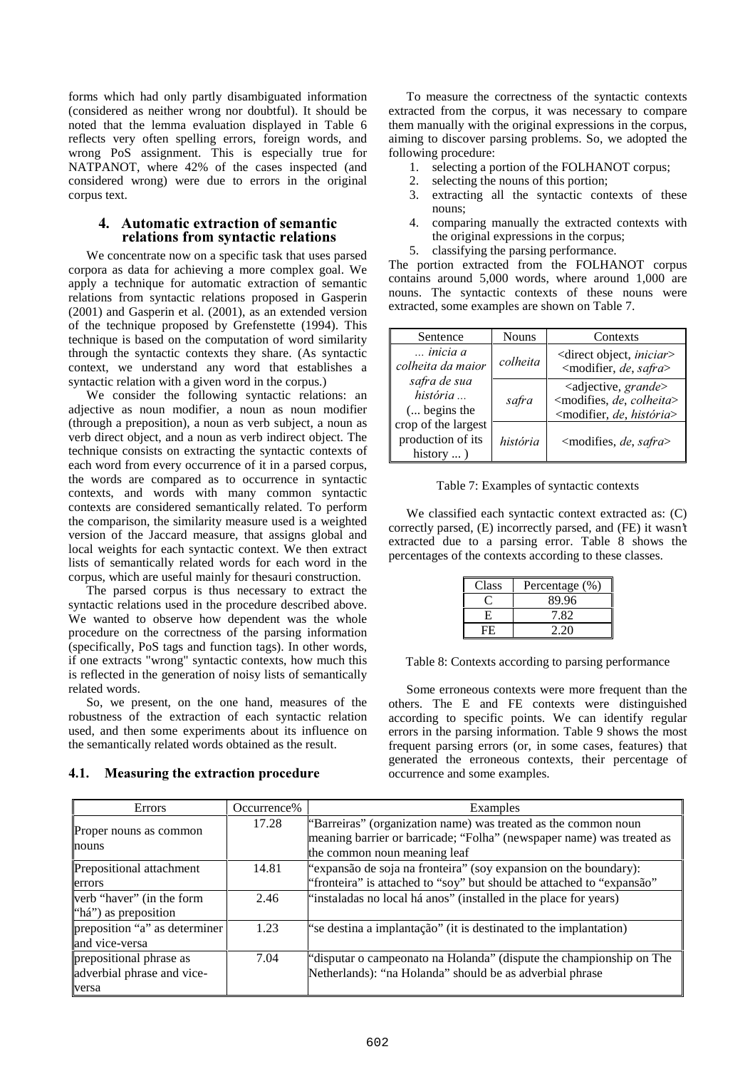forms which had only partly disambiguated information (considered as neither wrong nor doubtful). It should be noted that the lemma evaluation displayed in Table 6 reflects very often spelling errors, foreign words, and wrong PoS assignment. This is especially true for NATPANOT, where 42% of the cases inspected (and considered wrong) were due to errors in the original corpus text.

## 4. Automatic extraction of semantic relations from syntactic relations

We concentrate now on a specific task that uses parsed corpora as data for achieving a more complex goal. We apply a technique for automatic extraction of semantic relations from syntactic relations proposed in Gasperin (2001) and Gasperin et al. (2001), as an extended version of the technique proposed by Grefenstette (1994). This technique is based on the computation of word similarity through the syntactic contexts they share. (As syntactic context, we understand any word that establishes a syntactic relation with a given word in the corpus.)

We consider the following syntactic relations: an adjective as noun modifier, a noun as noun modifier (through a preposition), a noun as verb subject, a noun as verb direct object, and a noun as verb indirect object. The technique consists on extracting the syntactic contexts of each word from every occurrence of it in a parsed corpus, the words are compared as to occurrence in syntactic contexts, and words with many common syntactic contexts are considered semantically related. To perform the comparison, the similarity measure used is a weighted version of the Jaccard measure, that assigns global and local weights for each syntactic context. We then extract lists of semantically related words for each word in the corpus, which are useful mainly for thesauri construction.

The parsed corpus is thus necessary to extract the syntactic relations used in the procedure described above. We wanted to observe how dependent was the whole procedure on the correctness of the parsing information (specifically, PoS tags and function tags). In other words, if one extracts "wrong" syntactic contexts, how much this is reflected in the generation of noisy lists of semantically related words.

So, we present, on the one hand, measures of the robustness of the extraction of each syntactic relation used, and then some experiments about its influence on the semantically related words obtained as the result.

### 4.1. Measuring the extraction procedure

To measure the correctness of the syntactic contexts extracted from the corpus, it was necessary to compare them manually with the original expressions in the corpus, aiming to discover parsing problems. So, we adopted the following procedure:

1. selecting a portion of the FOLHANOT corpus;
2. selecting the nouns of this portion;
3. extracting all the syntactic contexts of these nouns;
4. comparing manually the extracted contexts with the original expressions in the corpus;
5. classifying the parsing performance.

The portion extracted from the FOLHANOT corpus contains around 5,000 words, where around 1,000 are nouns. The syntactic contexts of these nouns were extracted, some examples are shown on Table 7.

| Sentence | Nouns | Contexts |
|---|---|---|
| *... inicia a colheita da maior safra de sua história ...* (... begins the crop of the largest production of its history ... ) | *colheita* | <direct object, *iniciar*> <modifier, *de*, *safra*> |
| | *safra* | <adjective, *grande*> <modifies, *de*, *colheita*> <modifier, *de*, *história*> |
| | *história* | <modifies, *de*, *safra*> |

Table 7: Examples of syntactic contexts

We classified each syntactic context extracted as: (C) correctly parsed, (E) incorrectly parsed, and (FE) it wasn't extracted due to a parsing error. Table 8 shows the percentages of the contexts according to these classes.

| Class | Percentage (%) |
|---|---|
| C | 89.96 |
| E | 7.82 |
| FE | 2.20 |

Table 8: Contexts according to parsing performance

Some erroneous contexts were more frequent than the others. The E and FE contexts were distinguished according to specific points. We can identify regular errors in the parsing information. Table 9 shows the most frequent parsing errors (or, in some cases, features) that generated the erroneous contexts, their percentage of occurrence and some examples.

| Errors | Occurrence% | Examples |
|---|---|---|
| Proper nouns as common nouns | 17.28 | "Barreiras" (organization name) was treated as the common noun meaning barrier or barricade; "Folha" (newspaper name) was treated as the common noun meaning leaf |
| Prepositional attachment errors | 14.81 | "expansão de soja na fronteira" (soy expansion on the boundary): "fronteira" is attached to "soy" but should be attached to "expansão" |
| verb "haver" (in the form "há") as preposition | 2.46 | "instaladas no local há anos" (installed in the place for years) |
| preposition "a" as determiner and vice-versa | 1.23 | "se destina a implantação" (it is destinated to the implantation) |
| prepositional phrase as adverbial phrase and vice-versa | 7.04 | "disputar o campeonato na Holanda" (dispute the championship on The Netherlands): "na Holanda" should be as adverbial phrase |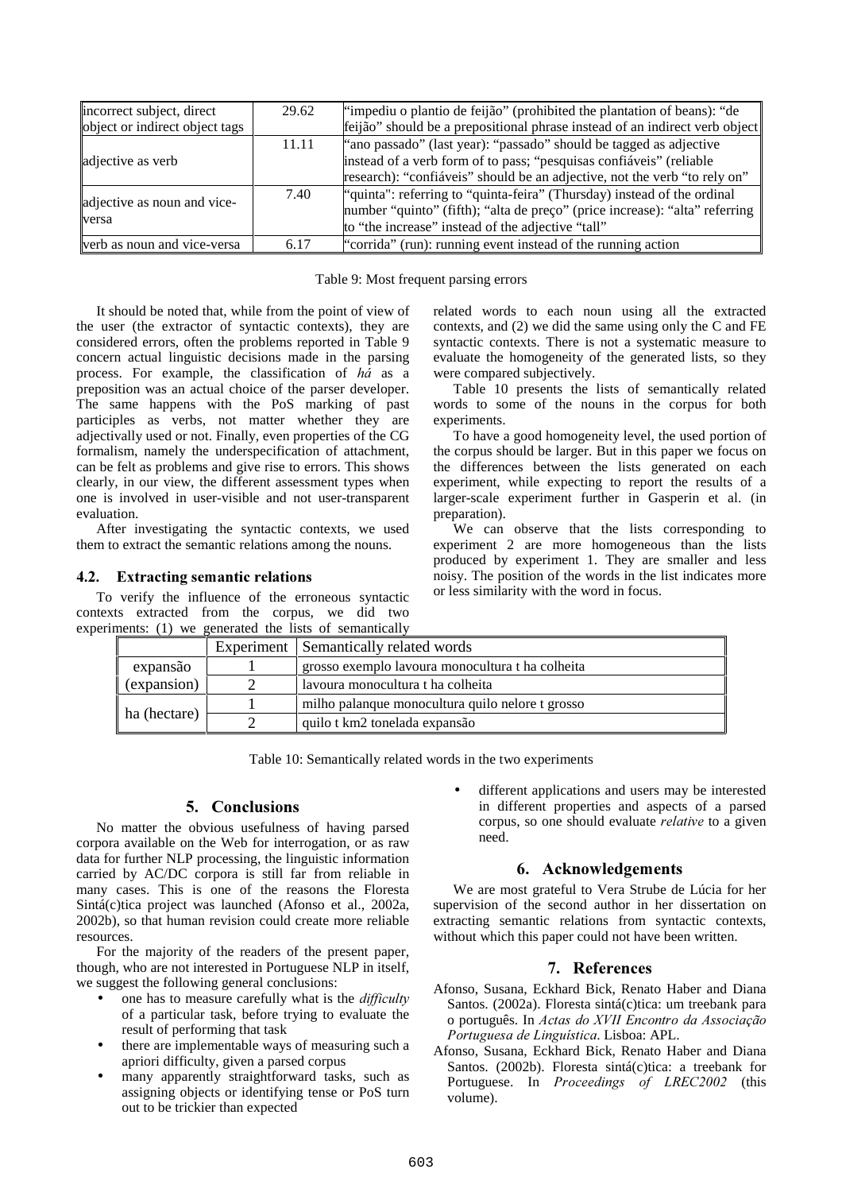| | | |
|---|---|---|
| incorrect subject, direct object or indirect object tags | 29.62 | "impediu o plantio de feijão" (prohibited the plantation of beans): "de feijão" should be a prepositional phrase instead of an indirect verb object |
| adjective as verb | 11.11 | "ano passado" (last year): "passado" should be tagged as adjective instead of a verb form of to pass; "pesquisas confiáveis" (reliable research): "confiáveis" should be an adjective, not the verb "to rely on" |
| adjective as noun and vice-versa | 7.40 | "quinta": referring to "quinta-feira" (Thursday) instead of the ordinal number "quinto" (fifth); "alta de preço" (price increase): "alta" referring to "the increase" instead of the adjective "tall" |
| verb as noun and vice-versa | 6.17 | "corrida" (run): running event instead of the running action |

Table 9: Most frequent parsing errors

It should be noted that, while from the point of view of the user (the extractor of syntactic contexts), they are considered errors, often the problems reported in Table 9 concern actual linguistic decisions made in the parsing process. For example, the classification of *há* as a preposition was an actual choice of the parser developer. The same happens with the PoS marking of past participles as verbs, not matter whether they are adjectivally used or not. Finally, even properties of the CG formalism, namely the underspecification of attachment, can be felt as problems and give rise to errors. This shows clearly, in our view, the different assessment types when one is involved in user-visible and not user-transparent evaluation.

After investigating the syntactic contexts, we used them to extract the semantic relations among the nouns.

### 4.2. Extracting semantic relations

To verify the influence of the erroneous syntactic contexts extracted from the corpus, we did two experiments: (1) we generated the lists of semantically related words to each noun using all the extracted contexts, and (2) we did the same using only the C and FE syntactic contexts. There is not a systematic measure to evaluate the homogeneity of the generated lists, so they were compared subjectively.

Table 10 presents the lists of semantically related words to some of the nouns in the corpus for both experiments.

To have a good homogeneity level, the used portion of the corpus should be larger. But in this paper we focus on the differences between the lists generated on each experiment, while expecting to report the results of a larger-scale experiment further in Gasperin et al. (in preparation).

We can observe that the lists corresponding to experiment 2 are more homogeneous than the lists produced by experiment 1. They are smaller and less noisy. The position of the words in the list indicates more or less similarity with the word in focus.

| | Experiment | Semantically related words |
|---|---|---|
| expansão (expansion) | 1 | grosso exemplo lavoura monocultura t ha colheita |
| | 2 | lavoura monocultura t ha colheita |
| ha (hectare) | 1 | milho palanque monocultura quilo nelore t grosso |
| | 2 | quilo t km2 tonelada expansão |

Table 10: Semantically related words in the two experiments

## 5. Conclusions

No matter the obvious usefulness of having parsed corpora available on the Web for interrogation, or as raw data for further NLP processing, the linguistic information carried by AC/DC corpora is still far from reliable in many cases. This is one of the reasons the Floresta Sintá(c)tica project was launched (Afonso et al., 2002a, 2002b), so that human revision could create more reliable resources.

For the majority of the readers of the present paper, though, who are not interested in Portuguese NLP in itself, we suggest the following general conclusions:

- one has to measure carefully what is the *difficulty* of a particular task, before trying to evaluate the result of performing that task
- there are implementable ways of measuring such a apriori difficulty, given a parsed corpus
- many apparently straightforward tasks, such as assigning objects or identifying tense or PoS turn out to be trickier than expected
- different applications and users may be interested in different properties and aspects of a parsed corpus, so one should evaluate *relative* to a given need.

## 6. Acknowledgements

We are most grateful to Vera Strube de Lúcia for her supervision of the second author in her dissertation on extracting semantic relations from syntactic contexts, without which this paper could not have been written.

## 7. References

Afonso, Susana, Eckhard Bick, Renato Haber and Diana Santos. (2002a). Floresta sintá(c)tica: um treebank para o português. In *Actas do XVII Encontro da Associação Portuguesa de Linguística*. Lisboa: APL.

Afonso, Susana, Eckhard Bick, Renato Haber and Diana Santos. (2002b). Floresta sintá(c)tica: a treebank for Portuguese. In *Proceedings of LREC2002* (this volume).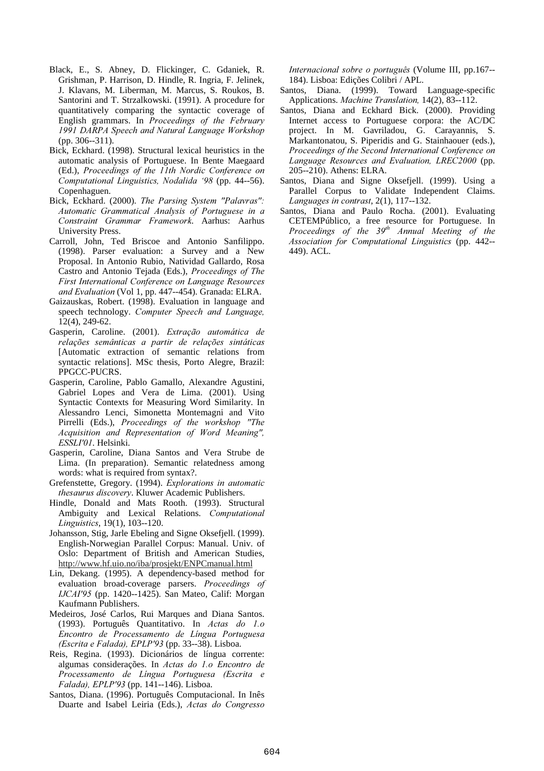Black, E., S. Abney, D. Flickinger, C. Gdaniek, R. Grishman, P. Harrison, D. Hindle, R. Ingria, F. Jelinek, J. Klavans, M. Liberman, M. Marcus, S. Roukos, B. Santorini and T. Strzalkowski. (1991). A procedure for quantitatively comparing the syntactic coverage of English grammars. In *Proceedings of the February 1991 DARPA Speech and Natural Language Workshop* (pp. 306--311).

Bick, Eckhard. (1998). Structural lexical heuristics in the automatic analysis of Portuguese. In Bente Maegaard (Ed.), *Proceedings of the 11th Nordic Conference on Computational Linguistics, Nodalida '98* (pp. 44--56). Copenhaguen.

Bick, Eckhard. (2000). *The Parsing System "Palavras": Automatic Grammatical Analysis of Portuguese in a Constraint Grammar Framework*. Aarhus: Aarhus University Press.

Carroll, John, Ted Briscoe and Antonio Sanfilippo. (1998). Parser evaluation: a Survey and a New Proposal. In Antonio Rubio, Natividad Gallardo, Rosa Castro and Antonio Tejada (Eds.), *Proceedings of The First International Conference on Language Resources and Evaluation* (Vol 1, pp. 447--454). Granada: ELRA.

Gaizauskas, Robert. (1998). Evaluation in language and speech technology. *Computer Speech and Language,* 12(4), 249-62.

Gasperin, Caroline. (2001). *Extração automática de relações semânticas a partir de relações sintáticas* [Automatic extraction of semantic relations from syntactic relations]. MSc thesis, Porto Alegre, Brazil: PPGCC-PUCRS.

Gasperin, Caroline, Pablo Gamallo, Alexandre Agustini, Gabriel Lopes and Vera de Lima. (2001). Using Syntactic Contexts for Measuring Word Similarity. In Alessandro Lenci, Simonetta Montemagni and Vito Pirrelli (Eds.), *Proceedings of the workshop "The Acquisition and Representation of Word Meaning", ESSLI'01*. Helsinki.

Gasperin, Caroline, Diana Santos and Vera Strube de Lima. (In preparation). Semantic relatedness among words: what is required from syntax?.

Grefenstette, Gregory. (1994). *Explorations in automatic thesaurus discovery*. Kluwer Academic Publishers.

Hindle, Donald and Mats Rooth. (1993). Structural Ambiguity and Lexical Relations. *Computational Linguistics*, 19(1), 103--120.

Johansson, Stig, Jarle Ebeling and Signe Oksefjell. (1999). English-Norwegian Parallel Corpus: Manual. Univ. of Oslo: Department of British and American Studies, http://www.hf.uio.no/iba/prosjekt/ENPCmanual.html

Lin, Dekang. (1995). A dependency-based method for evaluation broad-coverage parsers. *Proceedings of IJCAI'95* (pp. 1420--1425). San Mateo, Calif: Morgan Kaufmann Publishers.

Medeiros, José Carlos, Rui Marques and Diana Santos. (1993). Português Quantitativo. In *Actas do 1.o Encontro de Processamento de Língua Portuguesa (Escrita e Falada), EPLP'93* (pp. 33--38). Lisboa.

Reis, Regina. (1993). Dicionários de língua corrente: algumas considerações. In *Actas do 1.o Encontro de Processamento de Língua Portuguesa (Escrita e Falada), EPLP'93* (pp. 141--146). Lisboa.

Santos, Diana. (1996). Português Computacional. In Inês Duarte and Isabel Leiria (Eds.), *Actas do Congresso Internacional sobre o português* (Volume III, pp.167--184). Lisboa: Edições Colibri / APL.

Santos, Diana. (1999). Toward Language-specific Applications. *Machine Translation,* 14(2), 83--112.

Santos, Diana and Eckhard Bick. (2000). Providing Internet access to Portuguese corpora: the AC/DC project. In M. Gavriladou, G. Carayannis, S. Markantonatou, S. Piperidis and G. Stainhaouer (eds.), *Proceedings of the Second International Conference on Language Resources and Evaluation, LREC2000* (pp. 205--210). Athens: ELRA.

Santos, Diana and Signe Oksefjell. (1999). Using a Parallel Corpus to Validate Independent Claims. *Languages in contrast*, 2(1), 117--132.

Santos, Diana and Paulo Rocha. (2001). Evaluating CETEMPúblico, a free resource for Portuguese. In *Proceedings of the 39th Annual Meeting of the Association for Computational Linguistics* (pp. 442--449). ACL.